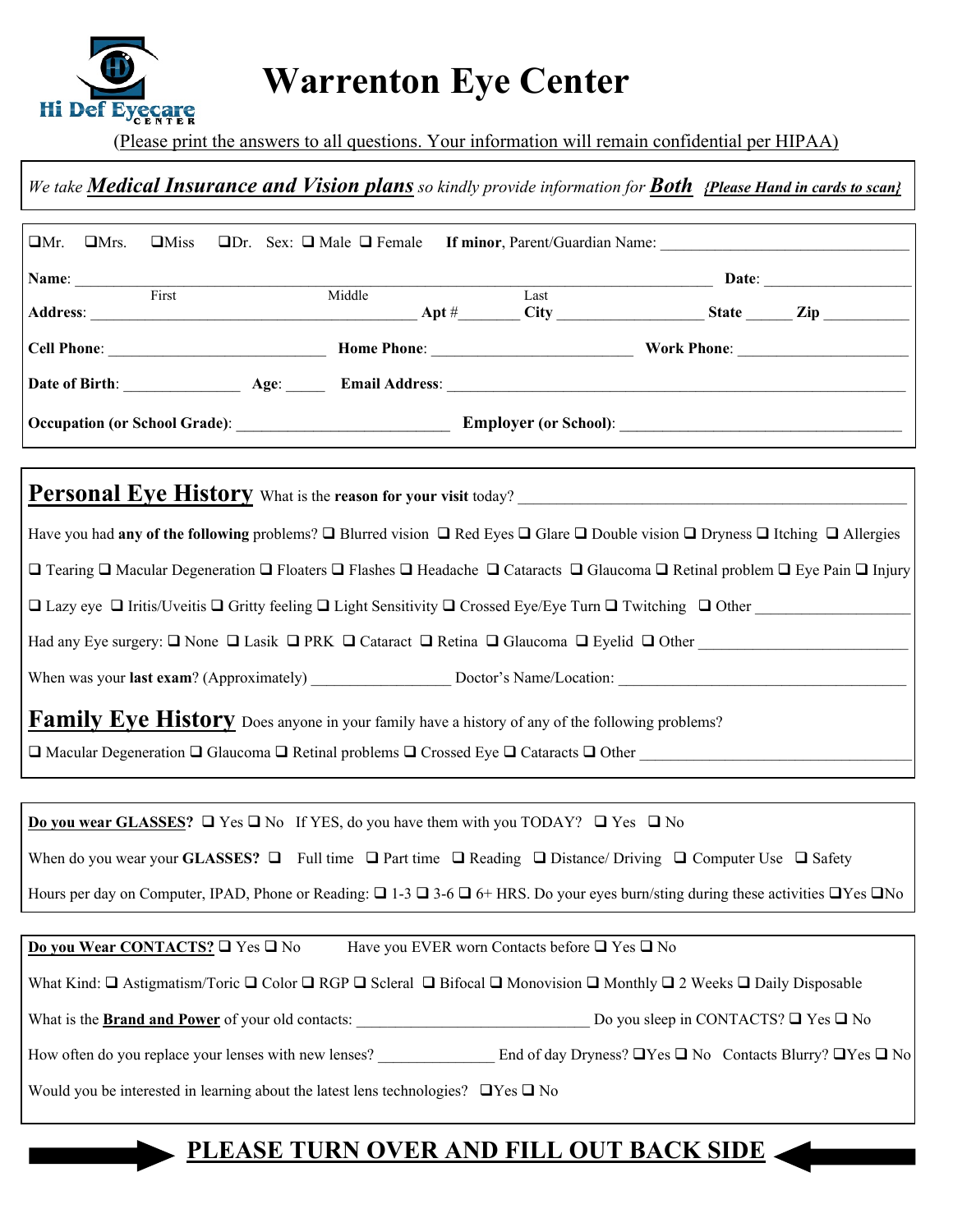# Warrenton Eye Center

Hi Def Eyecare Center

(Please print the answers to all questions. Your information will remain confidential per HIPAA)

*We take **Medical Insurance and Vision plans** so kindly provide information for **Both*** ***{Please Hand in cards to scan}***

❑Mr. ❑Mrs. ❑Miss ❑Dr. Sex: ❑ Male ❑ Female **If minor**, Parent/Guardian Name: ______________________________

**Name**: ______________________________________________ **Date**: __________________
First Middle Last

**Address**: ________________________________ **Apt #**________ **City** ________________ **State** ______ **Zip** __________

**Cell Phone**: __________________________ **Home Phone**: ________________________ **Work Phone**: ____________________

**Date of Birth**: ______________ **Age**: _____ **Email Address**: ______________________________________________

**Occupation (or School Grade)**: __________________________ **Employer (or School)**: __________________________________

## Personal Eye History

What is the **reason for your visit** today? ______________________________________________

Have you had **any of the following** problems? ❑ Blurred vision ❑ Red Eyes ❑ Glare ❑ Double vision ❑ Dryness ❑ Itching ❑ Allergies ❑ Tearing ❑ Macular Degeneration ❑ Floaters ❑ Flashes ❑ Headache ❑ Cataracts ❑ Glaucoma ❑ Retinal problem ❑ Eye Pain ❑ Injury ❑ Lazy eye ❑ Iritis/Uveitis ❑ Gritty feeling ❑ Light Sensitivity ❑ Crossed Eye/Eye Turn ❑ Twitching ❑ Other ___________________

Had any Eye surgery: ❑ None ❑ Lasik ❑ PRK ❑ Cataract ❑ Retina ❑ Glaucoma ❑ Eyelid ❑ Other __________________________

When was your **last exam**? (Approximately) _________________ Doctor's Name/Location: ____________________________________

## Family Eye History

Does anyone in your family have a history of any of the following problems?

❑ Macular Degeneration ❑ Glaucoma ❑ Retinal problems ❑ Crossed Eye ❑ Cataracts ❑ Other ________________________________

**Do you wear GLASSES?** ❑ Yes ❑ No If YES, do you have them with you TODAY? ❑ Yes ❑ No

When do you wear your **GLASSES?** ❑ Full time ❑ Part time ❑ Reading ❑ Distance/ Driving ❑ Computer Use ❑ Safety

Hours per day on Computer, IPAD, Phone or Reading: ❑ 1-3 ❑ 3-6 ❑ 6+ HRS. Do your eyes burn/sting during these activities ❑Yes ❑No

**Do you Wear CONTACTS?** ❑ Yes ❑ No Have you EVER worn Contacts before ❑ Yes ❑ No

What Kind: ❑ Astigmatism/Toric ❑ Color ❑ RGP ❑ Scleral ❑ Bifocal ❑ Monovision ❑ Monthly ❑ 2 Weeks ❑ Daily Disposable

What is the **Brand and Power** of your old contacts: _____________________________ Do you sleep in CONTACTS? ❑ Yes ❑ No

How often do you replace your lenses with new lenses? ______________ End of day Dryness? ❑Yes ❑ No Contacts Blurry? ❑Yes ❑ No

Would you be interested in learning about the latest lens technologies? ❑Yes ❑ No

**PLEASE TURN OVER AND FILL OUT BACK SIDE**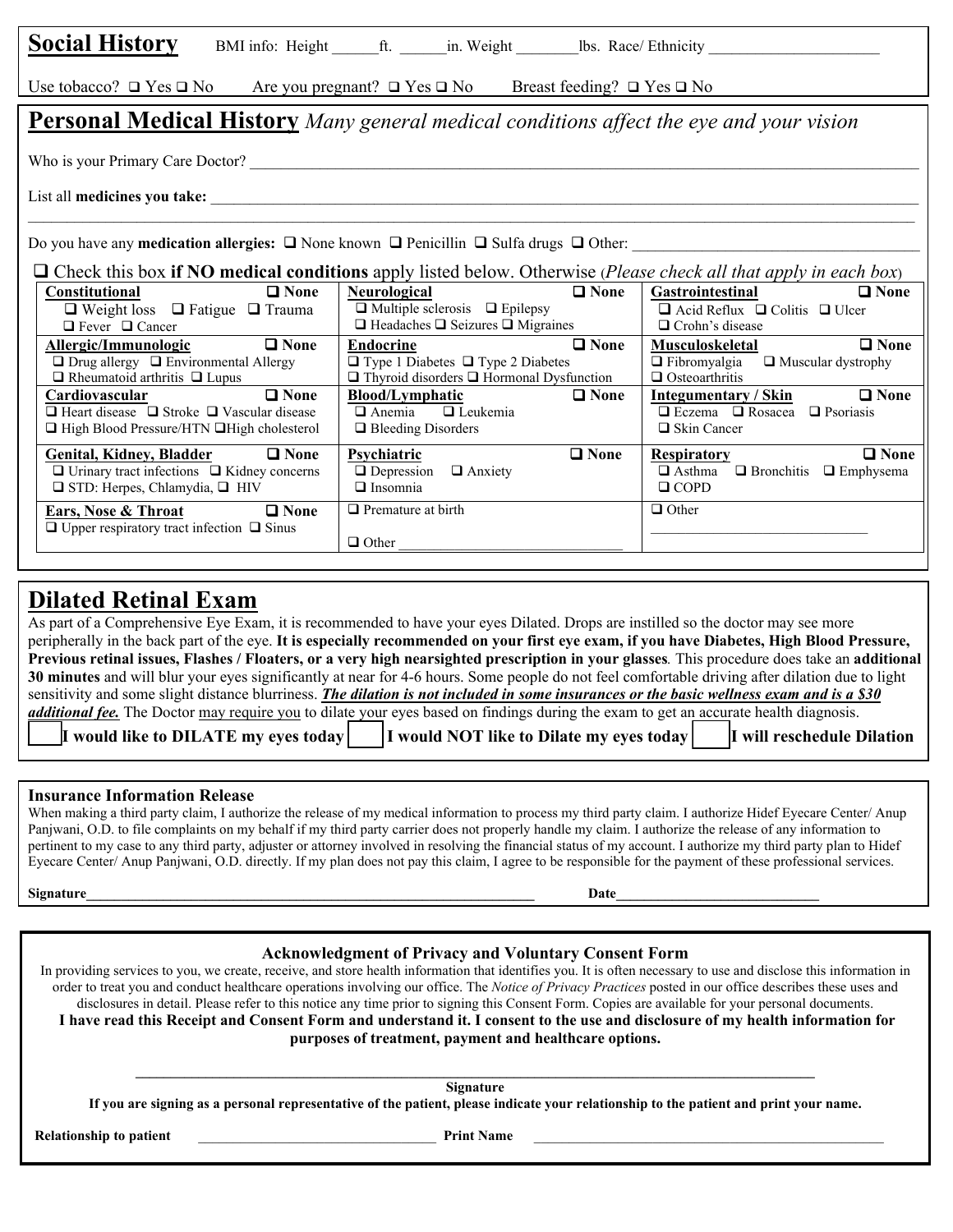## Social History

BMI info: Height ______ft. ______in. Weight ________lbs. Race/ Ethnicity ______________________

Use tobacco? ❑ Yes ❑ No  Are you pregnant? ❑ Yes ❑ No  Breast feeding? ❑ Yes ❑ No

## Personal Medical History *Many general medical conditions affect the eye and your vision*

Who is your Primary Care Doctor? ________________________________________________________________

List all **medicines you take:** ________________________________________________________________

________________________________________________________________________________________

Do you have any **medication allergies:** ❑ None known ❑ Penicillin ❑ Sulfa drugs ❑ Other: ______________________

❑ Check this box **if NO medical conditions** apply listed below. Otherwise (*Please check all that apply in each box*)

| | | |
|---|---|---|
| **Constitutional** ❑ **None**<br>❑ Weight loss ❑ Fatigue ❑ Trauma<br>❑ Fever ❑ Cancer | **Neurological** ❑ **None**<br>❑ Multiple sclerosis ❑ Epilepsy<br>❑ Headaches ❑ Seizures ❑ Migraines | **Gastrointestinal** ❑ **None**<br>❑ Acid Reflux ❑ Colitis ❑ Ulcer<br>❑ Crohn's disease |
| **Allergic/Immunologic** ❑ **None**<br>❑ Drug allergy ❑ Environmental Allergy<br>❑ Rheumatoid arthritis ❑ Lupus | **Endocrine** ❑ **None**<br>❑ Type 1 Diabetes ❑ Type 2 Diabetes<br>❑ Thyroid disorders ❑ Hormonal Dysfunction | **Musculoskeletal** ❑ **None**<br>❑ Fibromyalgia ❑ Muscular dystrophy<br>❑ Osteoarthritis |
| **Cardiovascular** ❑ **None**<br>❑ Heart disease ❑ Stroke ❑ Vascular disease<br>❑ High Blood Pressure/HTN ❑High cholesterol | **Blood/Lymphatic** ❑ **None**<br>❑ Anemia ❑ Leukemia<br>❑ Bleeding Disorders | **Integumentary / Skin** ❑ **None**<br>❑ Eczema ❑ Rosacea ❑ Psoriasis<br>❑ Skin Cancer |
| **Genital, Kidney, Bladder** ❑ **None**<br>❑ Urinary tract infections ❑ Kidney concerns<br>❑ STD: Herpes, Chlamydia, ❑ HIV | **Psychiatric** ❑ **None**<br>❑ Depression ❑ Anxiety<br>❑ Insomnia | **Respiratory** ❑ **None**<br>❑ Asthma ❑ Bronchitis ❑ Emphysema<br>❑ COPD |
| **Ears, Nose & Throat** ❑ **None**<br>❑ Upper respiratory tract infection ❑ Sinus | ❑ Premature at birth<br>❑ Other ______________________ | ❑ Other<br>______________________ |

## Dilated Retinal Exam

As part of a Comprehensive Eye Exam, it is recommended to have your eyes Dilated. Drops are instilled so the doctor may see more peripherally in the back part of the eye. **It is especially recommended on your first eye exam, if you have Diabetes, High Blood Pressure, Previous retinal issues, Flashes / Floaters, or a very high nearsighted prescription in your glasses**. This procedure does take an **additional 30 minutes** and will blur your eyes significantly at near for 4-6 hours. Some people do not feel comfortable driving after dilation due to light sensitivity and some slight distance blurriness. ***The dilation is not included in some insurances or the basic wellness exam and is a $30 additional fee.*** The Doctor may require you to dilate your eyes based on findings during the exam to get an accurate health diagnosis.

❑ **I would like to DILATE my eyes today** ❑ **I would NOT like to Dilate my eyes today** ❑ **I will reschedule Dilation**

**Insurance Information Release**

When making a third party claim, I authorize the release of my medical information to process my third party claim. I authorize Hidef Eyecare Center/ Anup Panjwani, O.D. to file complaints on my behalf if my third party carrier does not properly handle my claim. I authorize the release of any information to pertinent to my case to any third party, adjuster or attorney involved in resolving the financial status of my account. I authorize my third party plan to Hidef Eyecare Center/ Anup Panjwani, O.D. directly. If my plan does not pay this claim, I agree to be responsible for the payment of these professional services.

**Signature**________________________________________ **Date**______________________

**Acknowledgment of Privacy and Voluntary Consent Form**

In providing services to you, we create, receive, and store health information that identifies you. It is often necessary to use and disclose this information in order to treat you and conduct healthcare operations involving our office. The *Notice of Privacy Practices* posted in our office describes these uses and disclosures in detail. Please refer to this notice any time prior to signing this Consent Form. Copies are available for your personal documents.

**I have read this Receipt and Consent Form and understand it. I consent to the use and disclosure of my health information for purposes of treatment, payment and healthcare options.**

________________________________________

**Signature**

**If you are signing as a personal representative of the patient, please indicate your relationship to the patient and print your name.**

**Relationship to patient** ______________________ **Print Name** ______________________